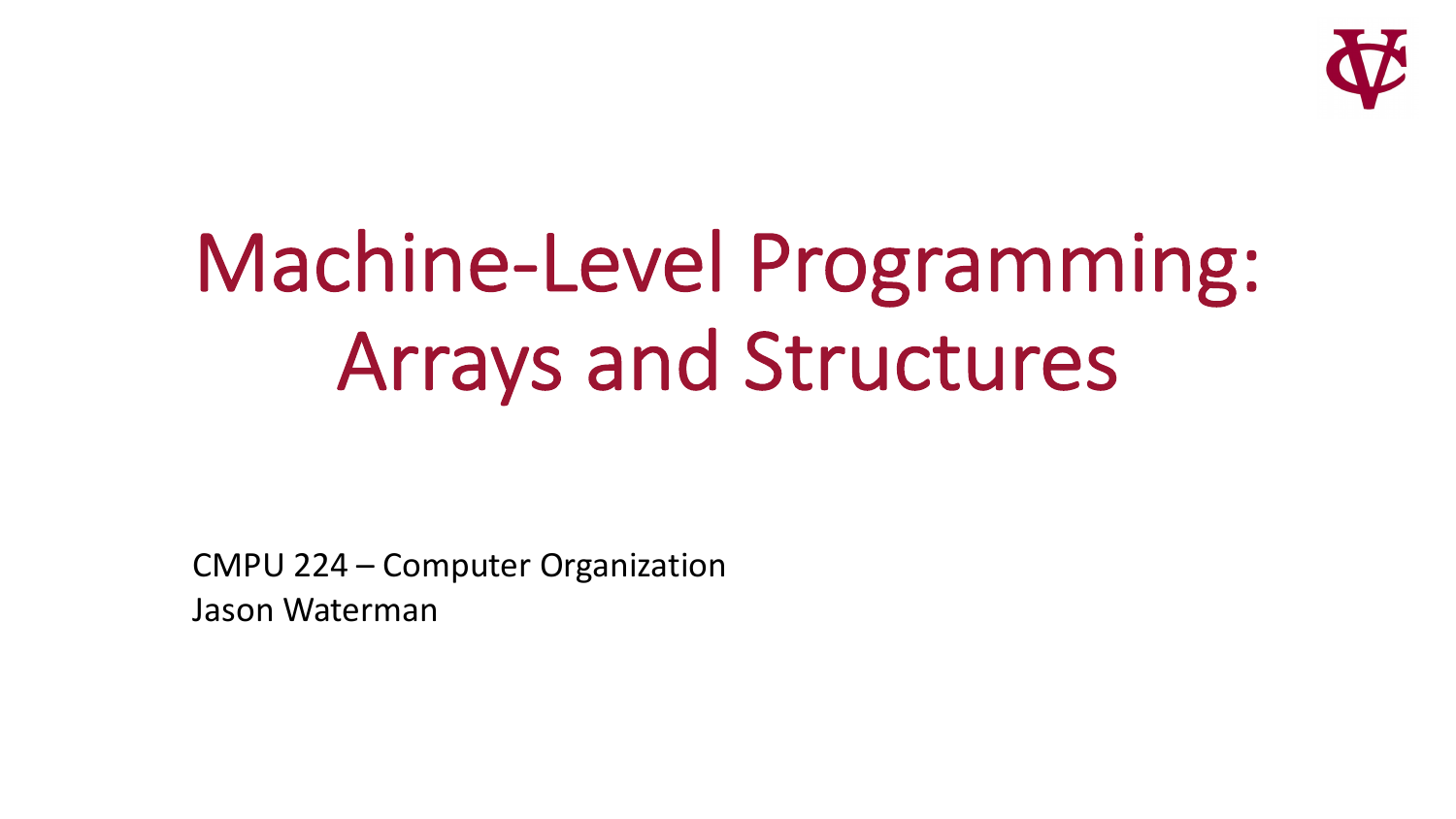# Machine-Level Programming: Arrays and Structures

CMPU 224 – Computer Organization
Jason Waterman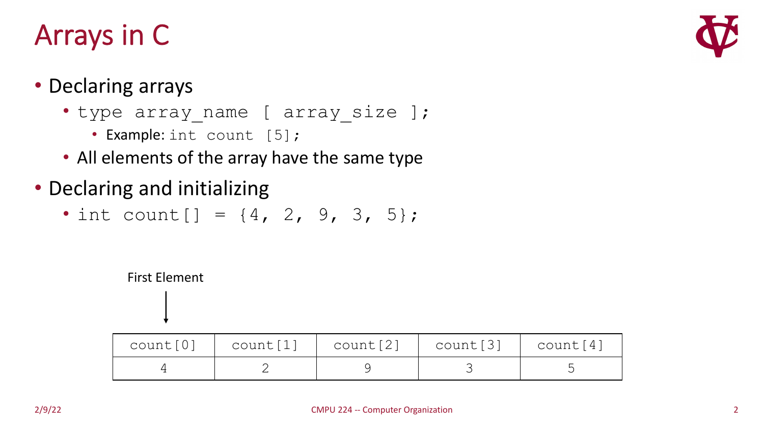# Arrays in C

- Declaring arrays
  - `type array_name [ array_size ];`
    - Example: `int count [5];`
  - All elements of the array have the same type
- Declaring and initializing
  - `int count[] = {4, 2, 9, 3, 5};`

First Element

↓

| count[0] | count[1] | count[2] | count[3] | count[4] |
|---|---|---|---|---|
| 4 | 2 | 9 | 3 | 5 |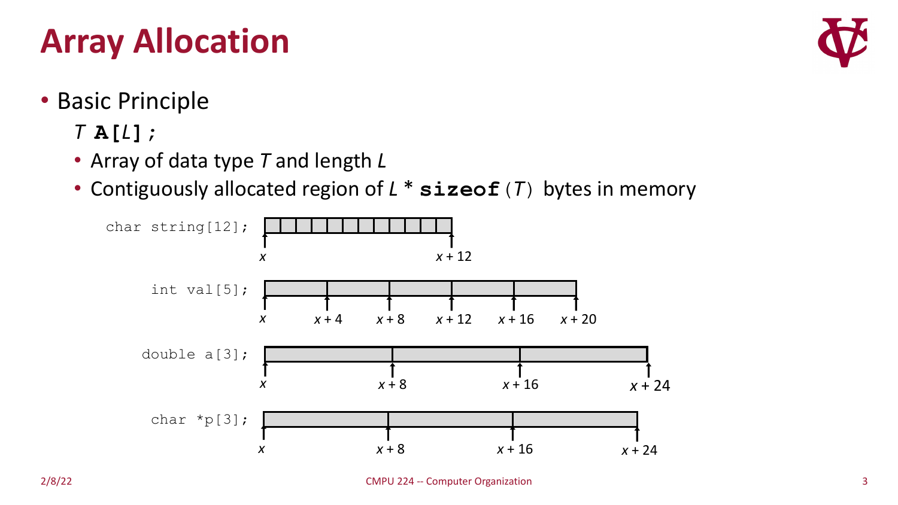# Array Allocation

- Basic Principle

  *T* **A[***L***];**

  - Array of data type *T* and length *L*
  - Contiguously allocated region of *L* * **sizeof**(*T*) bytes in memory

```
char string[12];
```
*x* … *x* + 12

```
int val[5];
```
*x*, *x* + 4, *x* + 8, *x* + 12, *x* + 16, *x* + 20

```
double a[3];
```
*x*, *x* + 8, *x* + 16, *x* + 24

```
char *p[3];
```
*x*, *x* + 8, *x* + 16, *x* + 24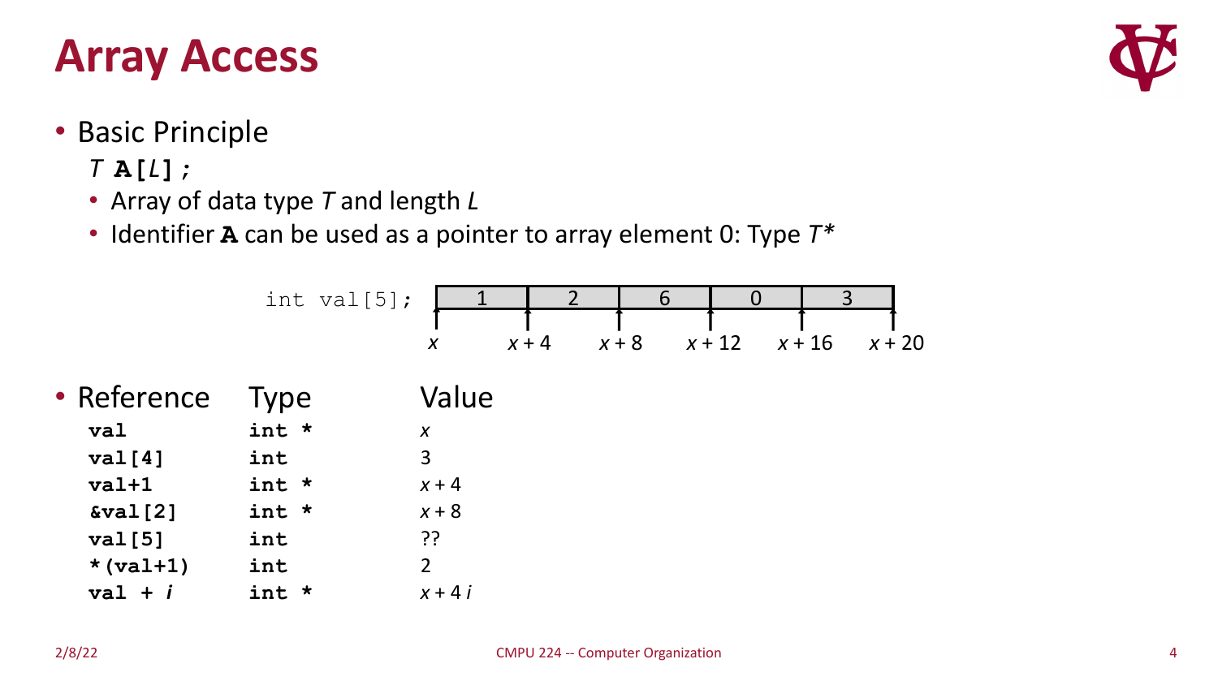# Array Access

- Basic Principle

  *T* **A[*L*];**

  - Array of data type *T* and length *L*
  - Identifier **A** can be used as a pointer to array element 0: Type *T\**

```
int val[5];
```

| 1 | 2 | 6 | 0 | 3 |
|---|---|---|---|---|

Addresses: $x$, $x + 4$, $x + 8$, $x + 12$, $x + 16$, $x + 20$

| Reference | Type | Value |
|---|---|---|
| **val** | **int \*** | $x$ |
| **val[4]** | **int** | 3 |
| **val+1** | **int \*** | $x + 4$ |
| **&val[2]** | **int \*** | $x + 8$ |
| **val[5]** | **int** | ?? |
| **\*(val+1)** | **int** | 2 |
| **val + *i*** | **int \*** | $x + 4\,i$ |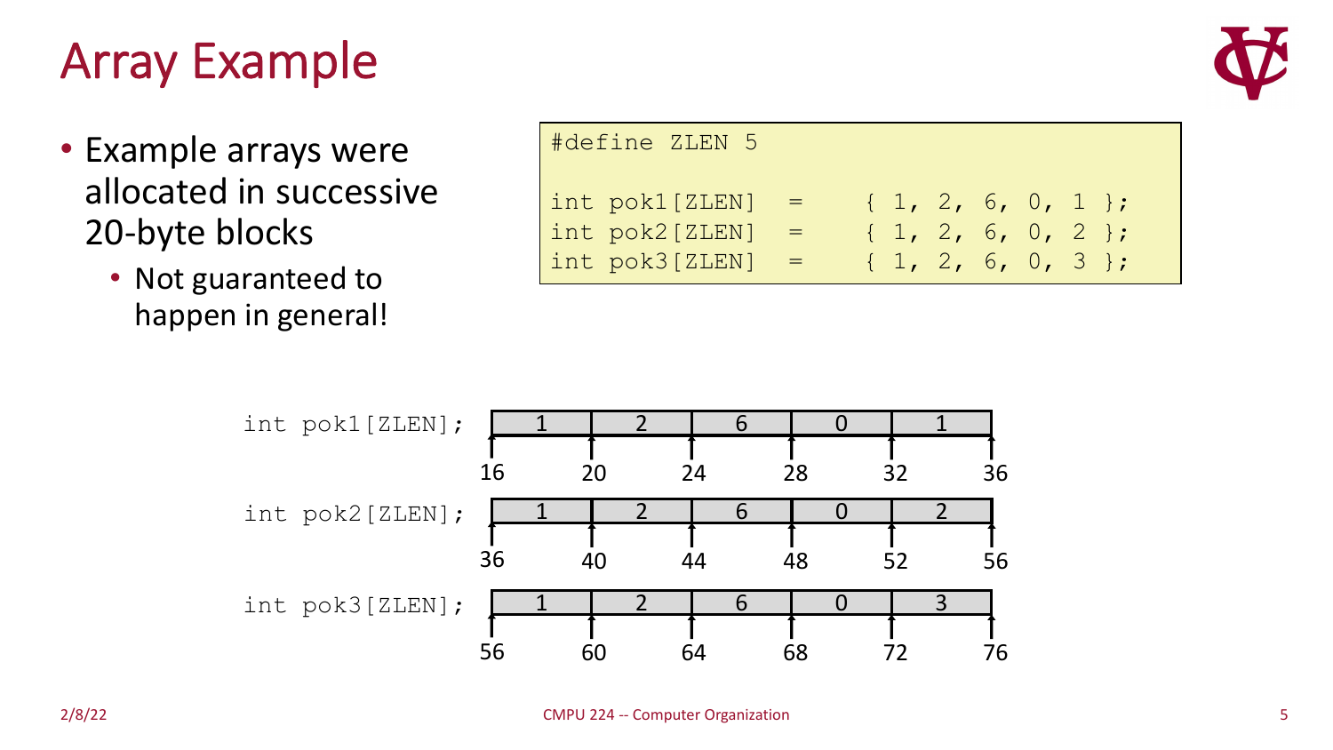# Array Example

- Example arrays were allocated in successive 20-byte blocks
  - Not guaranteed to happen in general!

```
#define ZLEN 5

int pok1[ZLEN]  =    { 1, 2, 6, 0, 1 };
int pok2[ZLEN]  =    { 1, 2, 6, 0, 2 };
int pok3[ZLEN]  =    { 1, 2, 6, 0, 3 };
```

`int pok1[ZLEN];`

| 1 | 2 | 6 | 0 | 1 |
|---|---|---|---|---|

Addresses: 16, 20, 24, 28, 32, 36

`int pok2[ZLEN];`

| 1 | 2 | 6 | 0 | 2 |
|---|---|---|---|---|

Addresses: 36, 40, 44, 48, 52, 56

`int pok3[ZLEN];`

| 1 | 2 | 6 | 0 | 3 |
|---|---|---|---|---|

Addresses: 56, 60, 64, 68, 72, 76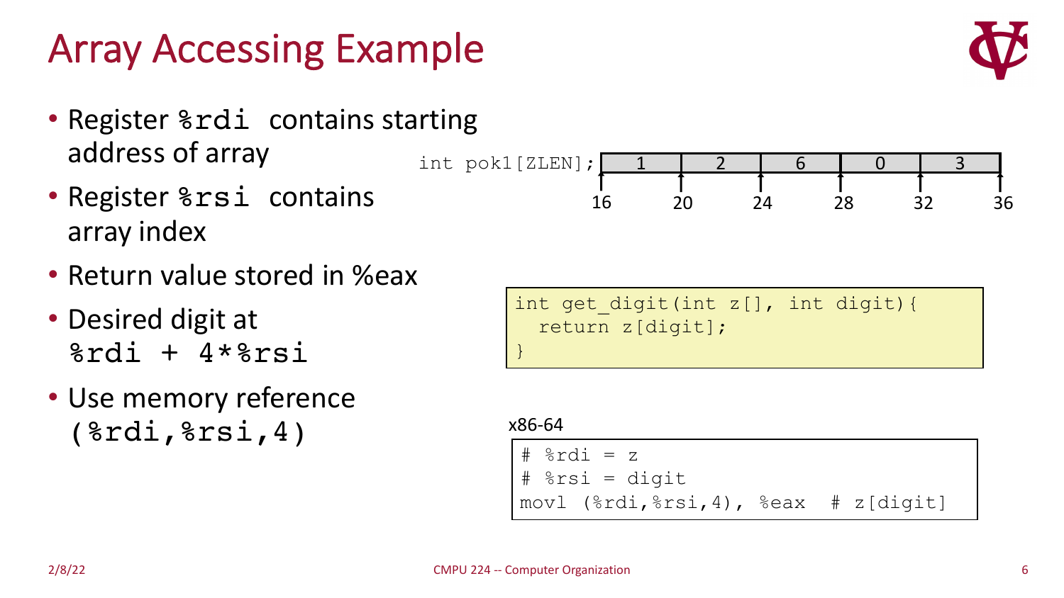# Array Accessing Example

- Register `%rdi` contains starting address of array
- Register `%rsi` contains array index
- Return value stored in %eax
- Desired digit at `%rdi + 4*%rsi`
- Use memory reference `(%rdi,%rsi,4)`

```
int pok1[ZLEN];
```

| 1 | 2 | 6 | 0 | 3 |
|---|---|---|---|---|

Addresses: 16, 20, 24, 28, 32, 36

```
int get_digit(int z[], int digit){
  return z[digit];
}
```

x86-64

```
# %rdi = z
# %rsi = digit
movl (%rdi,%rsi,4), %eax  # z[digit]
```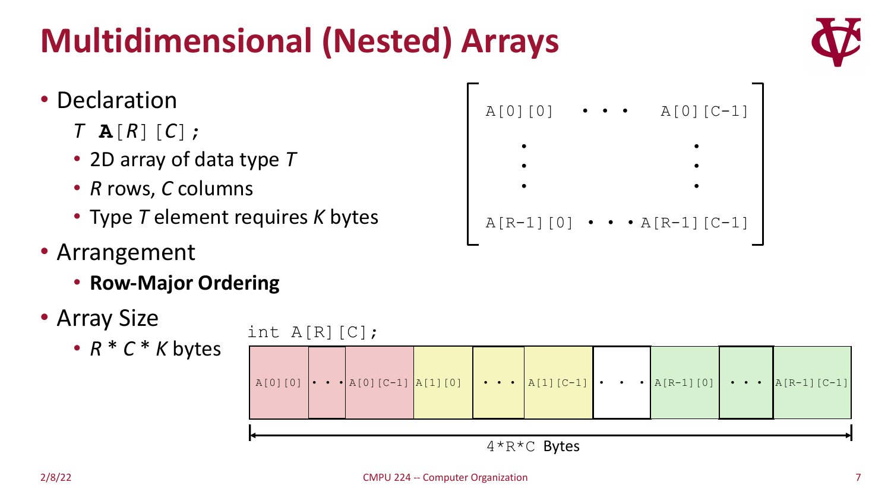# Multidimensional (Nested) Arrays

- Declaration
  - *T* **A**[*R*][*C*];
  - 2D array of data type *T*
  - *R* rows, *C* columns
  - Type *T* element requires *K* bytes
- Arrangement
  - **Row-Major Ordering**
- Array Size
  - *R* * *C* * *K* bytes

```
A[0][0]    • • •   A[0][C-1]
   •                   •
   •                   •
   •                   •
A[R-1][0]  • • •  A[R-1][C-1]
```

```
int A[R][C];
```

| A[0][0] | • • • | A[0][C-1] | A[1][0] | • • • | A[1][C-1] | • • • | A[R-1][0] | • • • | A[R-1][C-1] |
|---|---|---|---|---|---|---|---|---|---|

4*R*C Bytes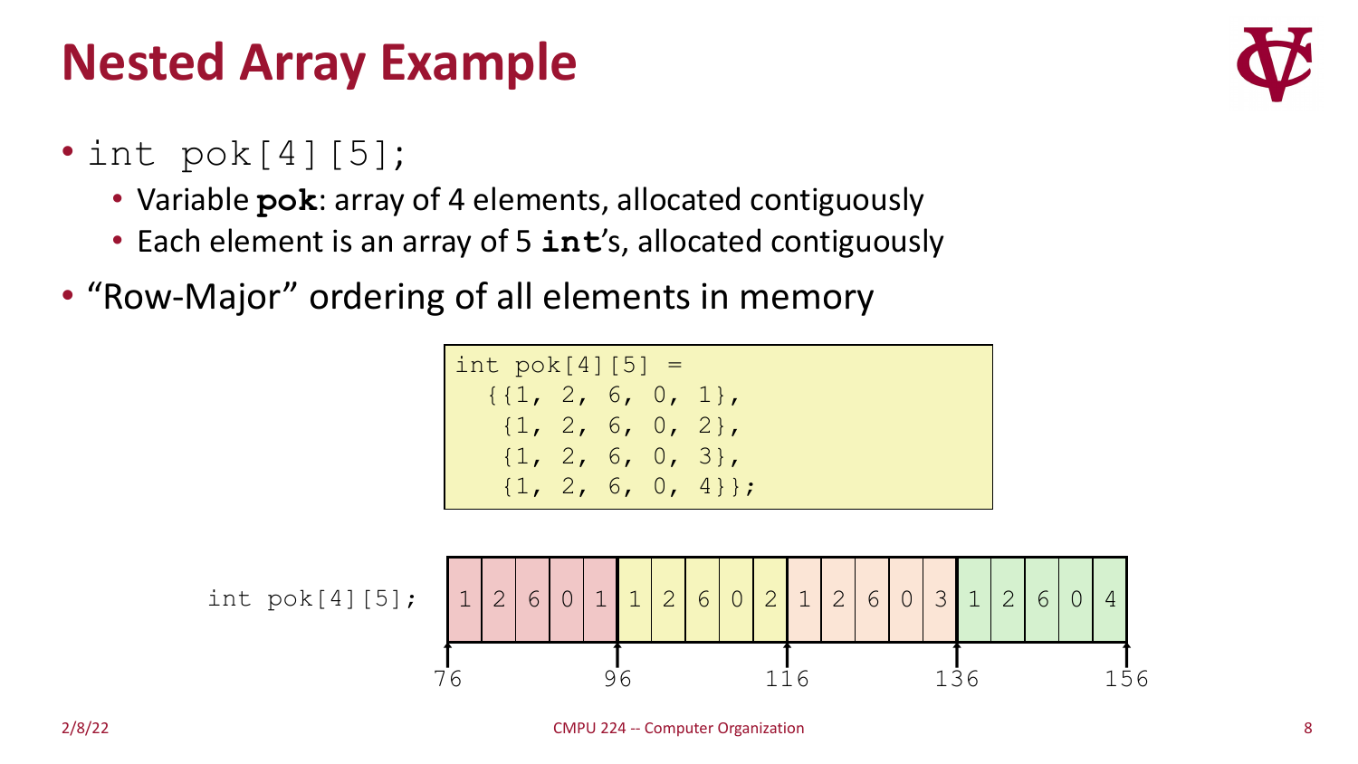# Nested Array Example

- `int pok[4][5];`
  - Variable **`pok`**: array of 4 elements, allocated contiguously
  - Each element is an array of 5 **`int`**'s, allocated contiguously
- "Row-Major" ordering of all elements in memory

```
int pok[4][5] =
  {{1, 2, 6, 0, 1},
   {1, 2, 6, 0, 2},
   {1, 2, 6, 0, 3},
   {1, 2, 6, 0, 4}};
```

`int pok[4][5];`

| 1 | 2 | 6 | 0 | 1 | 1 | 2 | 6 | 0 | 2 | 1 | 2 | 6 | 0 | 3 | 1 | 2 | 6 | 0 | 4 |
|---|---|---|---|---|---|---|---|---|---|---|---|---|---|---|---|---|---|---|---|

Addresses: 76, 96, 116, 136, 156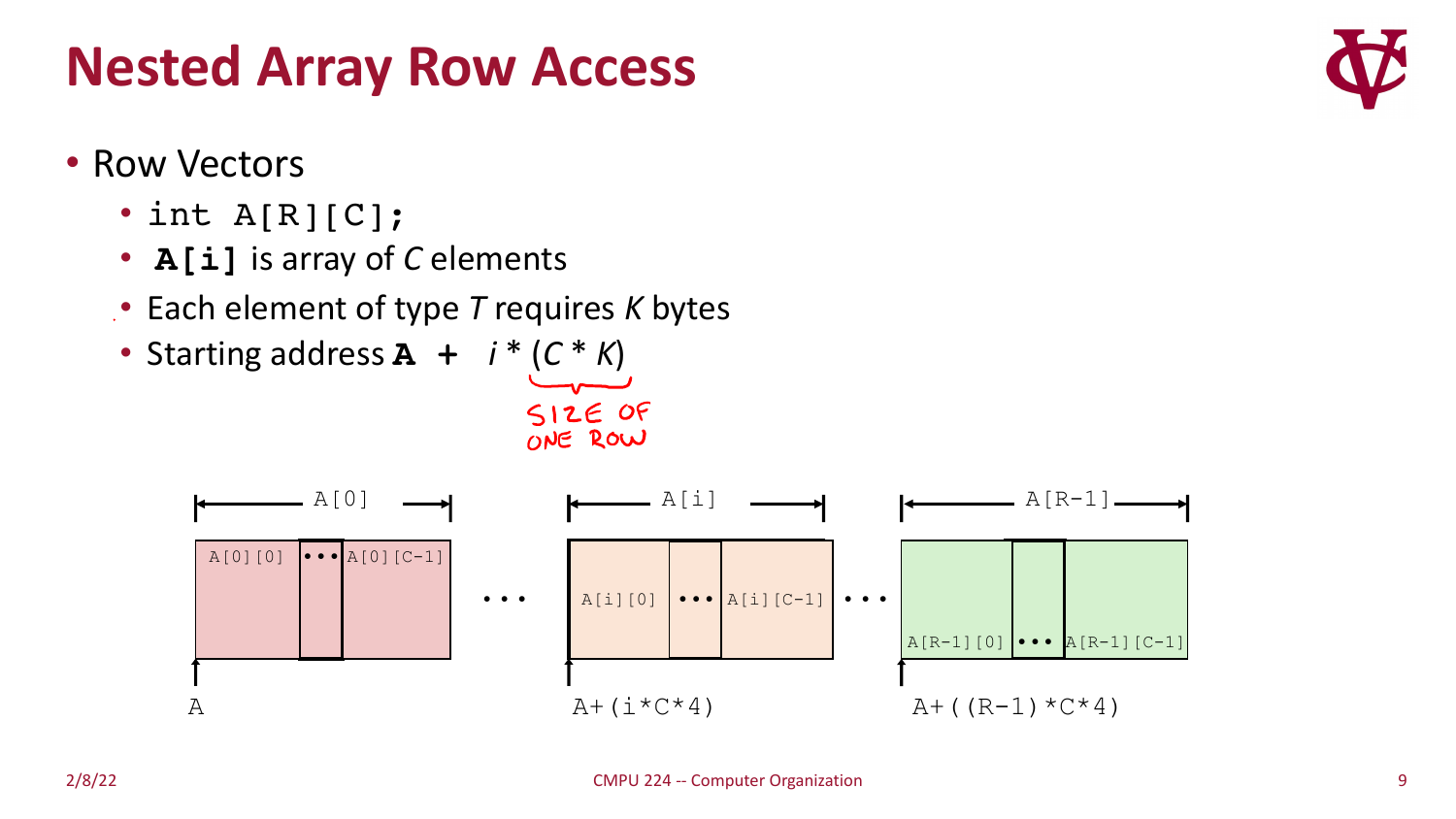# Nested Array Row Access

- Row Vectors
  - `int A[R][C];`
  - **`A[i]`** is array of *C* elements
  - Each element of type *T* requires *K* bytes
  - Starting address **`A +`** $i * (C * K)$

    SIZE OF ONE ROW

```
|<---- A[0] ---->|           |<---- A[i] ---->|             |<---- A[R-1] ---->|
| A[0][0] | ••• | A[0][C-1] |  •••  | A[i][0] | ••• | A[i][C-1] |  •••  | A[R-1][0] | ••• | A[R-1][C-1] |
^                                   ^                                      ^
A                                   A+(i*C*4)                              A+((R-1)*C*4)
```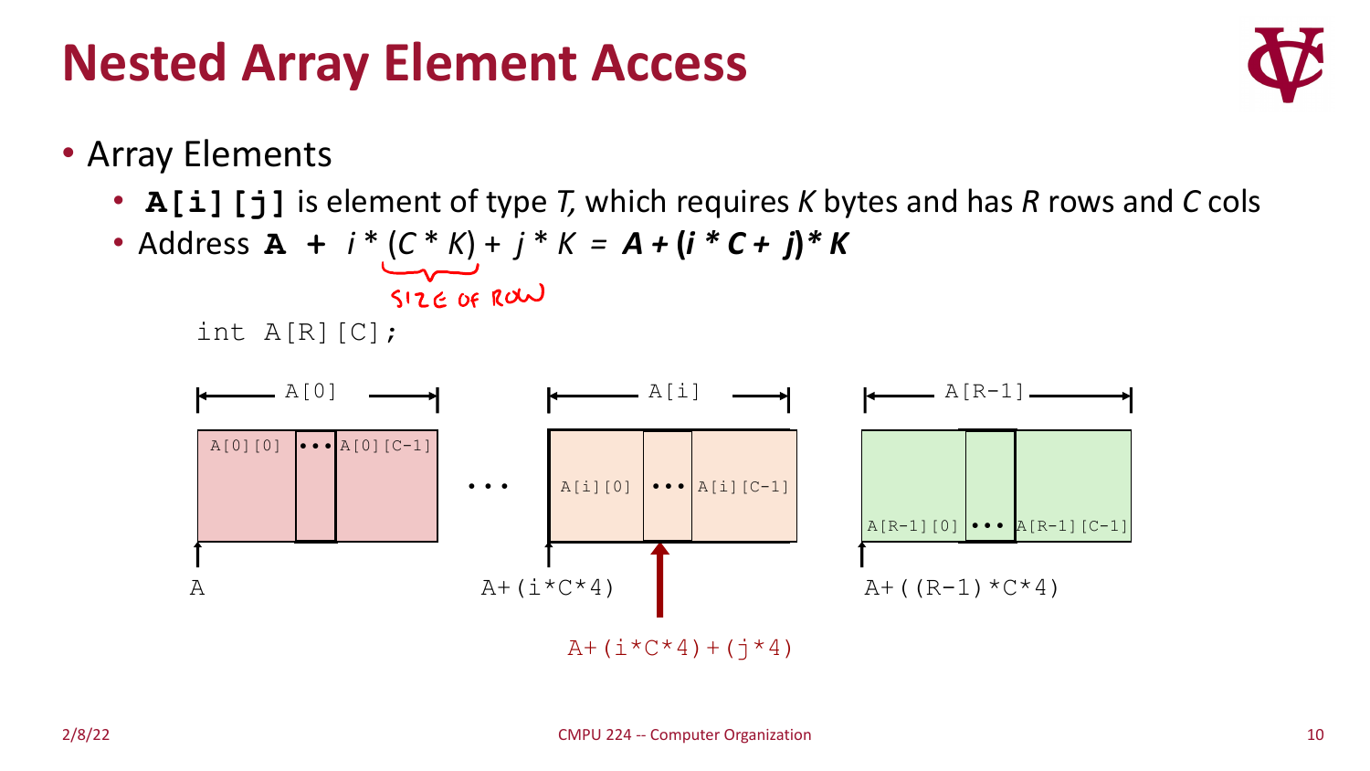# Nested Array Element Access

- Array Elements
  - **A[i][j]** is element of type *T,* which requires *K* bytes and has *R* rows and *C* cols
  - Address **A +** $i * (C * K) + j * K$ = $\boldsymbol{A + (i * C + j) * K}$

    SIZE OF ROW (handwritten annotation under $(C * K)$)

```
int A[R][C];
```

| A[0] | | | | A[i] | | | | A[R-1] | | |
|---|---|---|---|---|---|---|---|---|---|---|
| A[0][0] | • • • | A[0][C-1] | • • • | A[i][0] | • • • | A[i][C-1] | | A[R-1][0] | • • • | A[R-1][C-1] |

A    A+(i*C*4)    A+((R-1)*C*4)

A+(i*C*4)+(j*4)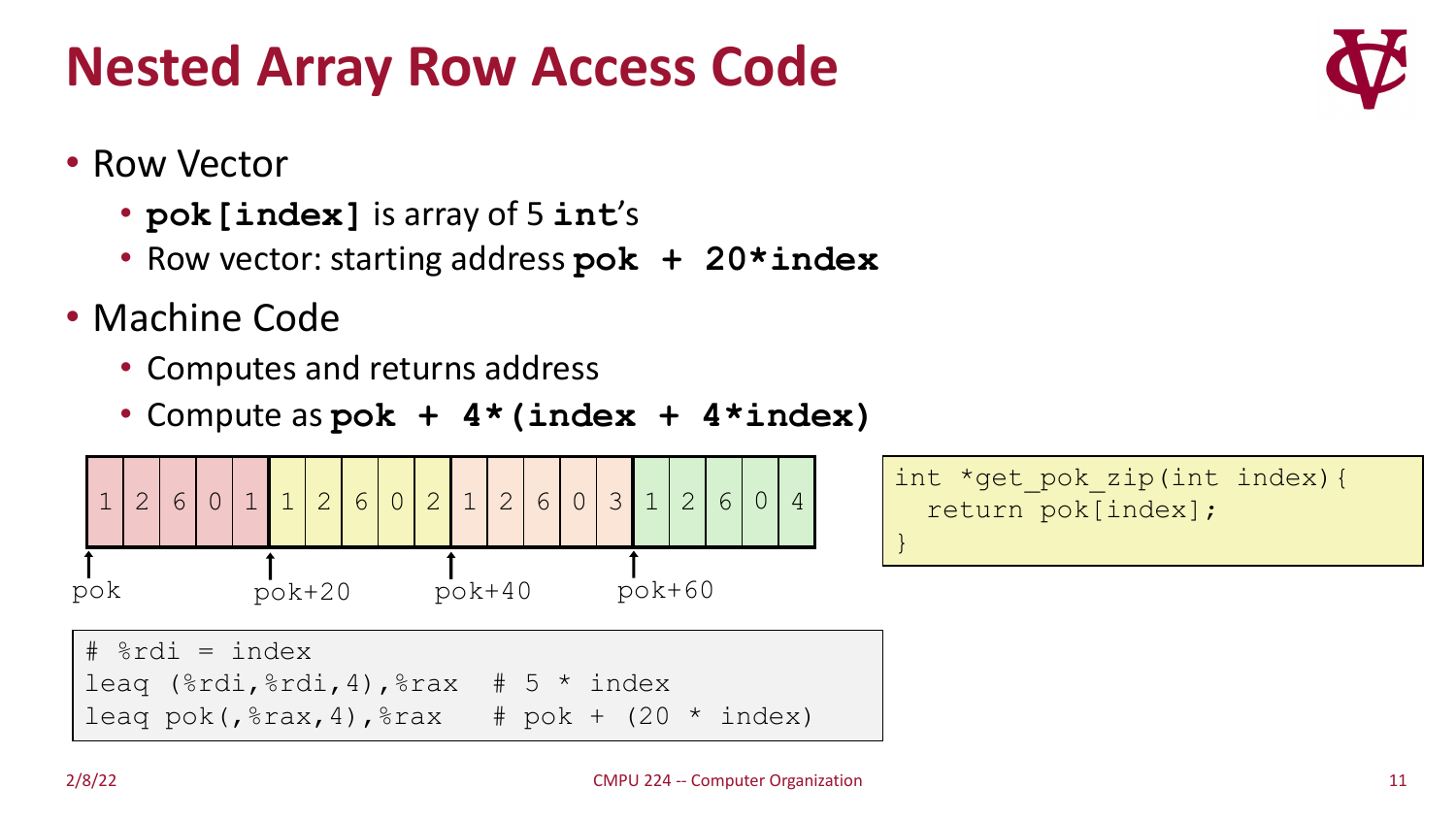# Nested Array Row Access Code

- Row Vector
  - **`pok[index]`** is array of 5 **`int`**'s
  - Row vector: starting address **`pok + 20*index`**
- Machine Code
  - Computes and returns address
  - Compute as **`pok + 4*(index + 4*index)`**

| 1 | 2 | 6 | 0 | 1 | 1 | 2 | 6 | 0 | 2 | 1 | 2 | 6 | 0 | 3 | 1 | 2 | 6 | 0 | 4 |
|---|---|---|---|---|---|---|---|---|---|---|---|---|---|---|---|---|---|---|---|

↑ pok ↑ pok+20 ↑ pok+40 ↑ pok+60

```
int *get_pok_zip(int index){
  return pok[index];
}
```

```
# %rdi = index
leaq (%rdi,%rdi,4),%rax  # 5 * index
leaq pok(,%rax,4),%rax   # pok + (20 * index)
```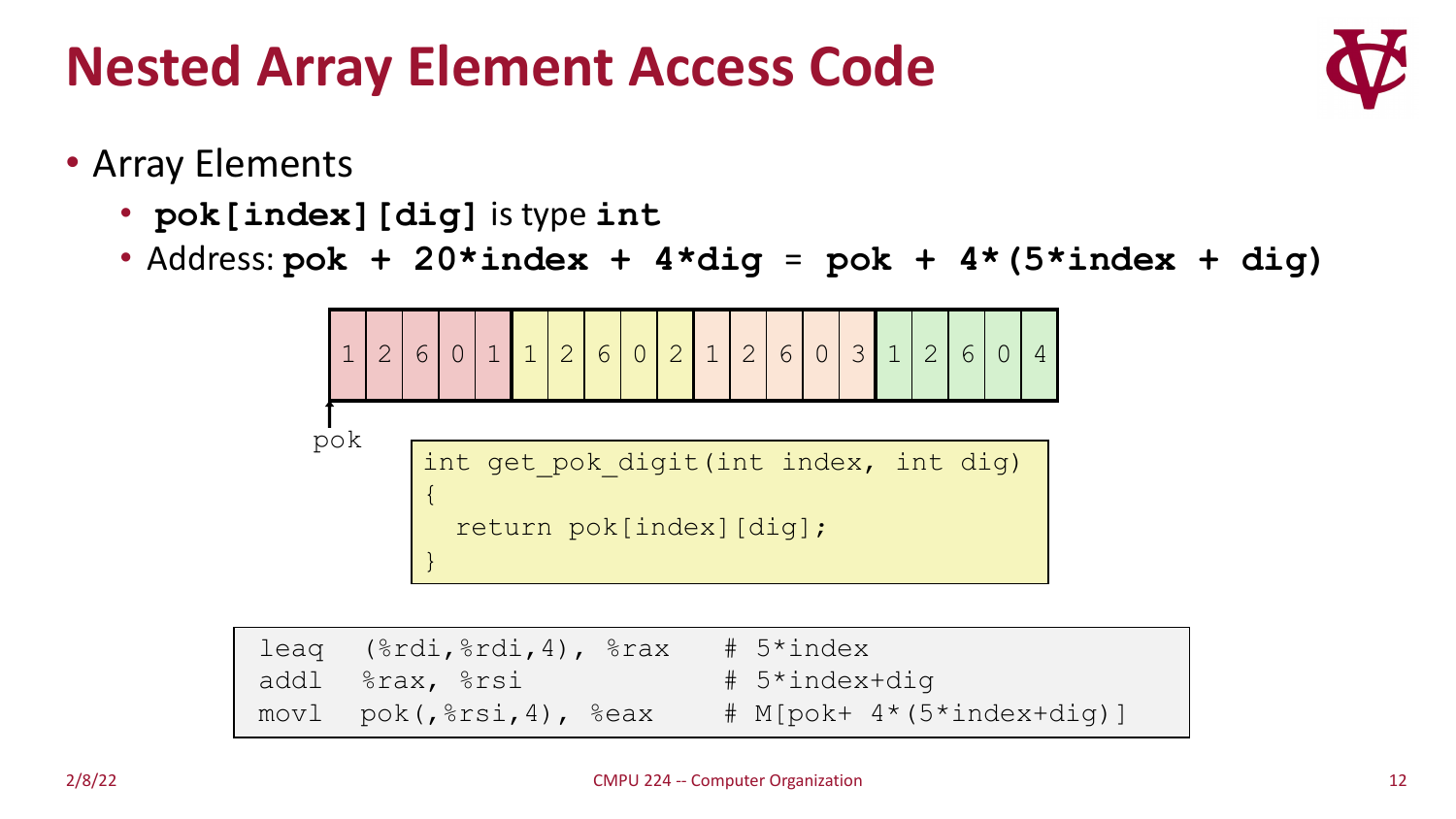# Nested Array Element Access Code

- Array Elements
  - **`pok[index][dig]`** is type **`int`**
  - Address: **`pok + 20*index + 4*dig`** = **`pok + 4*(5*index + dig)`**

| 1 | 2 | 6 | 0 | 1 | 1 | 2 | 6 | 0 | 2 | 1 | 2 | 6 | 0 | 3 | 1 | 2 | 6 | 0 | 4 |
|---|---|---|---|---|---|---|---|---|---|---|---|---|---|---|---|---|---|---|---|

↑ pok

```c
int get_pok_digit(int index, int dig)
{
  return pok[index][dig];
}
```

```
leaq  (%rdi,%rdi,4), %rax    # 5*index
addl  %rax, %rsi             # 5*index+dig
movl  pok(,%rsi,4), %eax     # M[pok+ 4*(5*index+dig)]
```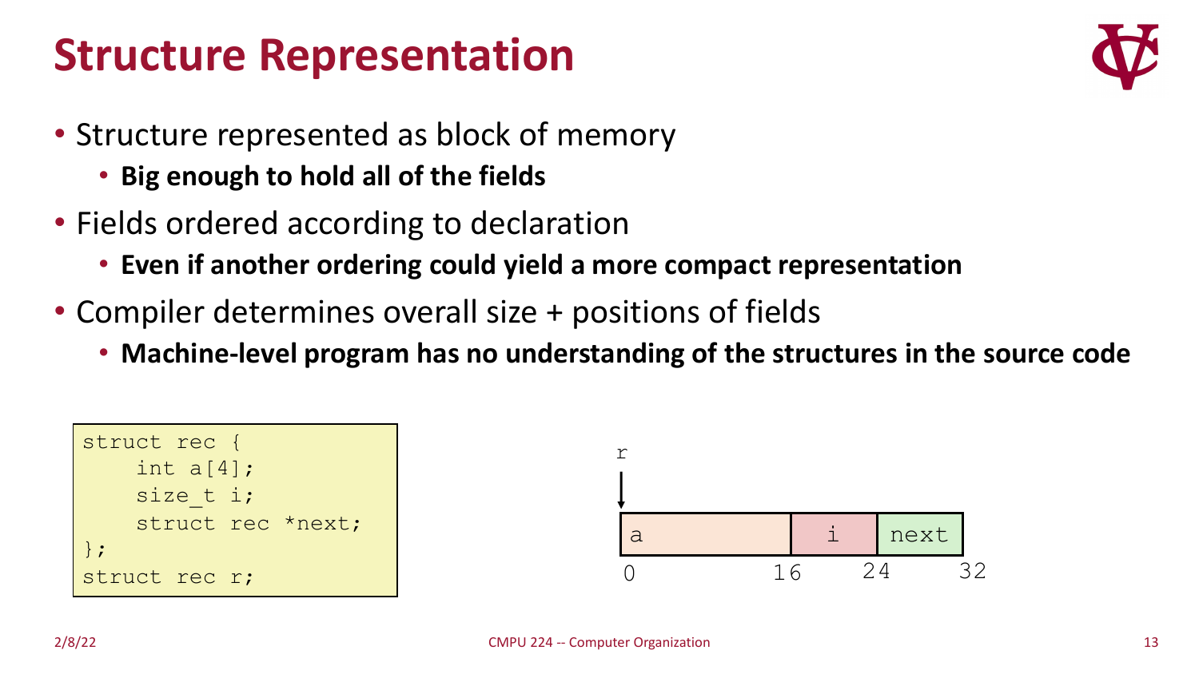# Structure Representation

- Structure represented as block of memory
  - **Big enough to hold all of the fields**
- Fields ordered according to declaration
  - **Even if another ordering could yield a more compact representation**
- Compiler determines overall size + positions of fields
  - **Machine-level program has no understanding of the structures in the source code**

```
struct rec {
    int a[4];
    size_t i;
    struct rec *next;
};
struct rec r;
```

r

| a | i | next |
|---|---|---|
| 0 | 16 | 24 |

Offsets: 0, 16, 24, 32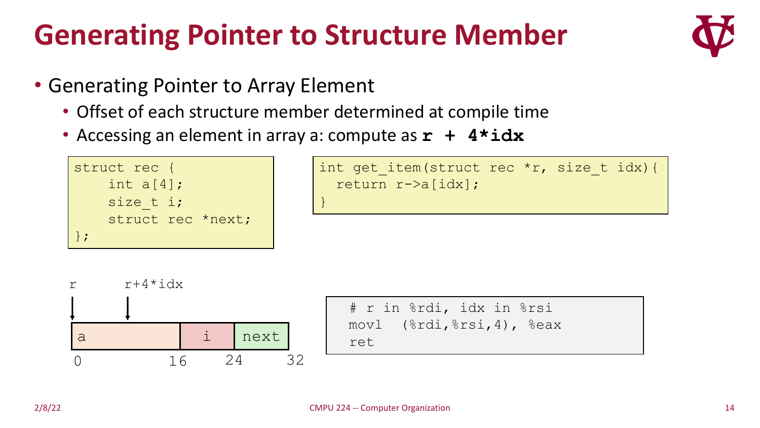# Generating Pointer to Structure Member

- Generating Pointer to Array Element
  - Offset of each structure member determined at compile time
  - Accessing an element in array a: compute as **`r + 4*idx`**

```
struct rec {
    int a[4];
    size_t i;
    struct rec *next;
};
```

```
int get_item(struct rec *r, size_t idx){
  return r->a[idx];
}
```

```
r         r+4*idx
↓         ↓
| a              | i     | next  |
0                16      24      32
```

```
# r in %rdi, idx in %rsi
movl  (%rdi,%rsi,4), %eax
ret
```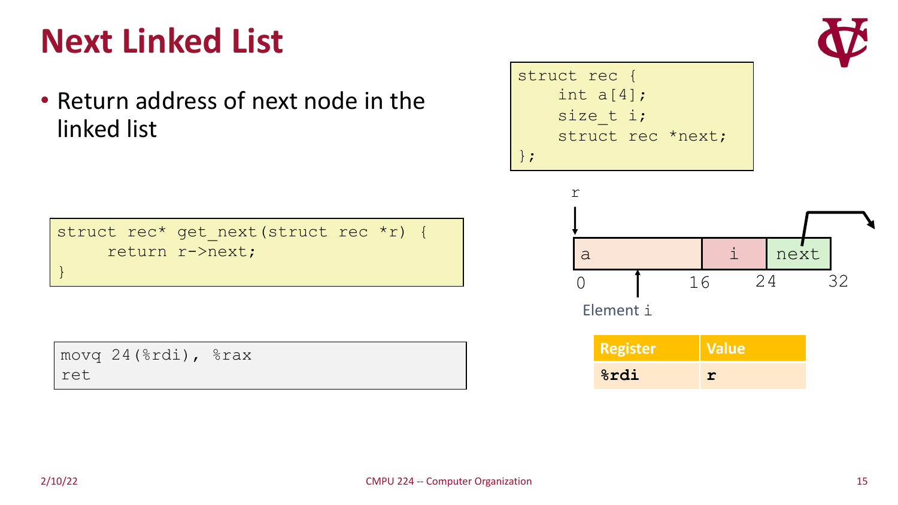# Next Linked List

- Return address of next node in the linked list

```
struct rec {
    int a[4];
    size_t i;
    struct rec *next;
};
```

r

| a | i | next |
|---|---|---|

0 16 24 32

Element i

```
struct rec* get_next(struct rec *r) {
     return r->next;
}
```

```
movq 24(%rdi), %rax
ret
```

| Register | Value |
|---|---|
| **%rdi** | **r** |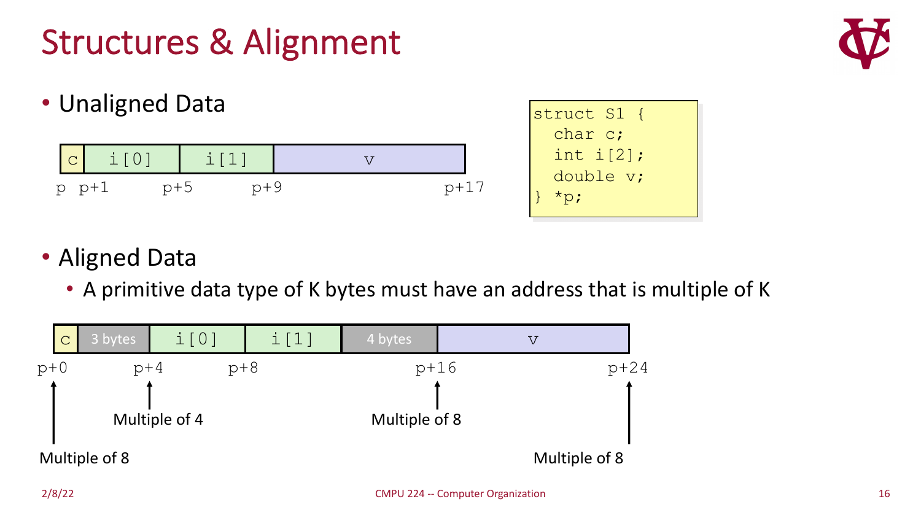# Structures & Alignment

- Unaligned Data

| c | i[0] | i[1] | v |
|---|---|---|---|

p   p+1   p+5   p+9   p+17

```
struct S1 {
  char c;
  int i[2];
  double v;
} *p;
```

- Aligned Data
  - A primitive data type of K bytes must have an address that is multiple of K

| c | 3 bytes | i[0] | i[1] | 4 bytes | v |
|---|---|---|---|---|---|

p+0   p+4   p+8   p+16   p+24

- p+0: Multiple of 8
- p+4: Multiple of 4
- p+16: Multiple of 8
- p+24: Multiple of 8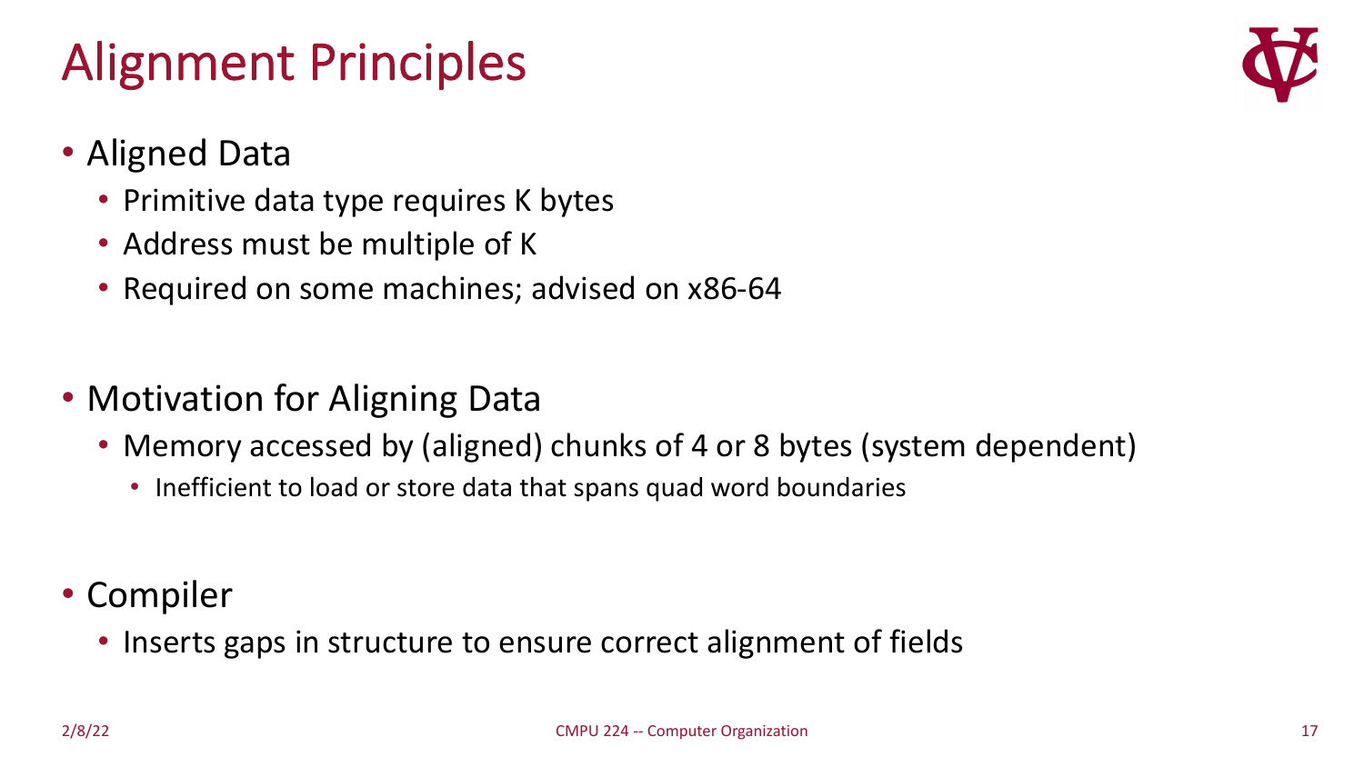# Alignment Principles

- Aligned Data
  - Primitive data type requires K bytes
  - Address must be multiple of K
  - Required on some machines; advised on x86-64
- Motivation for Aligning Data
  - Memory accessed by (aligned) chunks of 4 or 8 bytes (system dependent)
    - Inefficient to load or store data that spans quad word boundaries
- Compiler
  - Inserts gaps in structure to ensure correct alignment of fields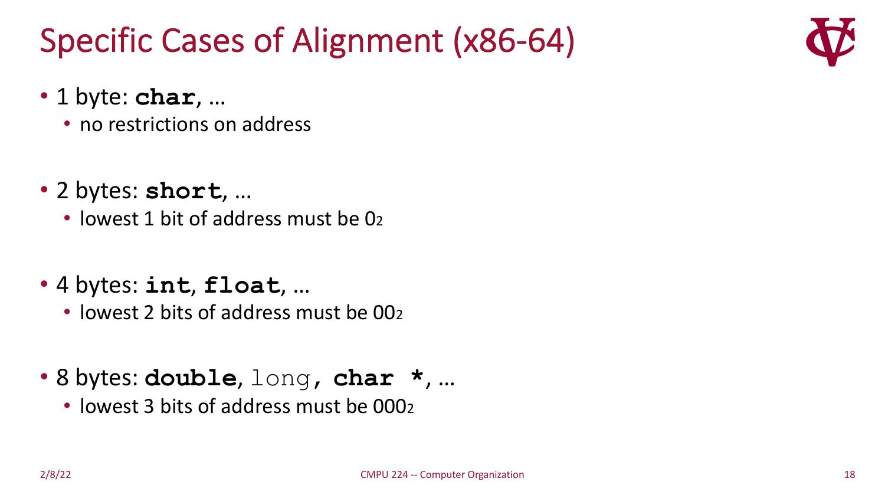# Specific Cases of Alignment (x86-64)

- 1 byte: **char**, …
  - no restrictions on address
- 2 bytes: **short**, …
  - lowest 1 bit of address must be $0_2$
- 4 bytes: **int**, **float**, …
  - lowest 2 bits of address must be $00_2$
- 8 bytes: **double**, long, **char \***, …
  - lowest 3 bits of address must be $000_2$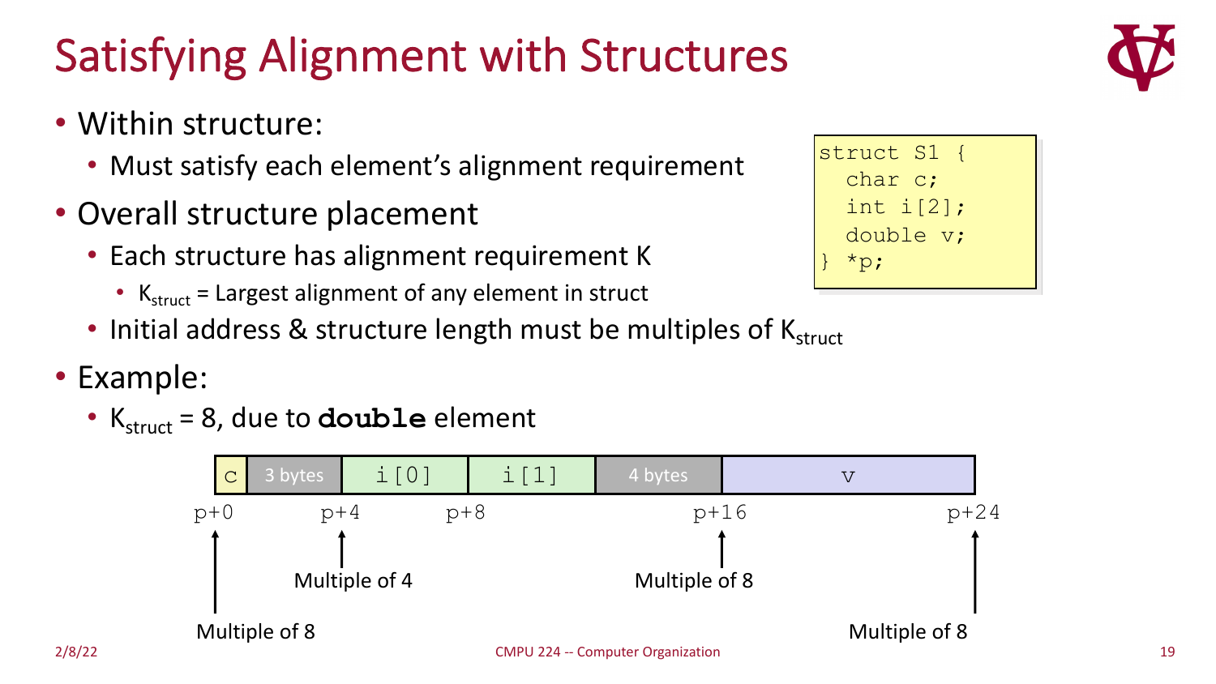# Satisfying Alignment with Structures

- Within structure:
  - Must satisfy each element's alignment requirement
- Overall structure placement
  - Each structure has alignment requirement K
    - $K_{struct}$ = Largest alignment of any element in struct
  - Initial address & structure length must be multiples of $K_{struct}$
- Example:
  - $K_{struct}$ = 8, due to **double** element

```
struct S1 {
  char c;
  int i[2];
  double v;
} *p;
```

| c | 3 bytes | i[0] | i[1] | 4 bytes | v |
|---|---|---|---|---|---|

p+0 (Multiple of 8), p+4 (Multiple of 4), p+8, p+16 (Multiple of 8), p+24 (Multiple of 8)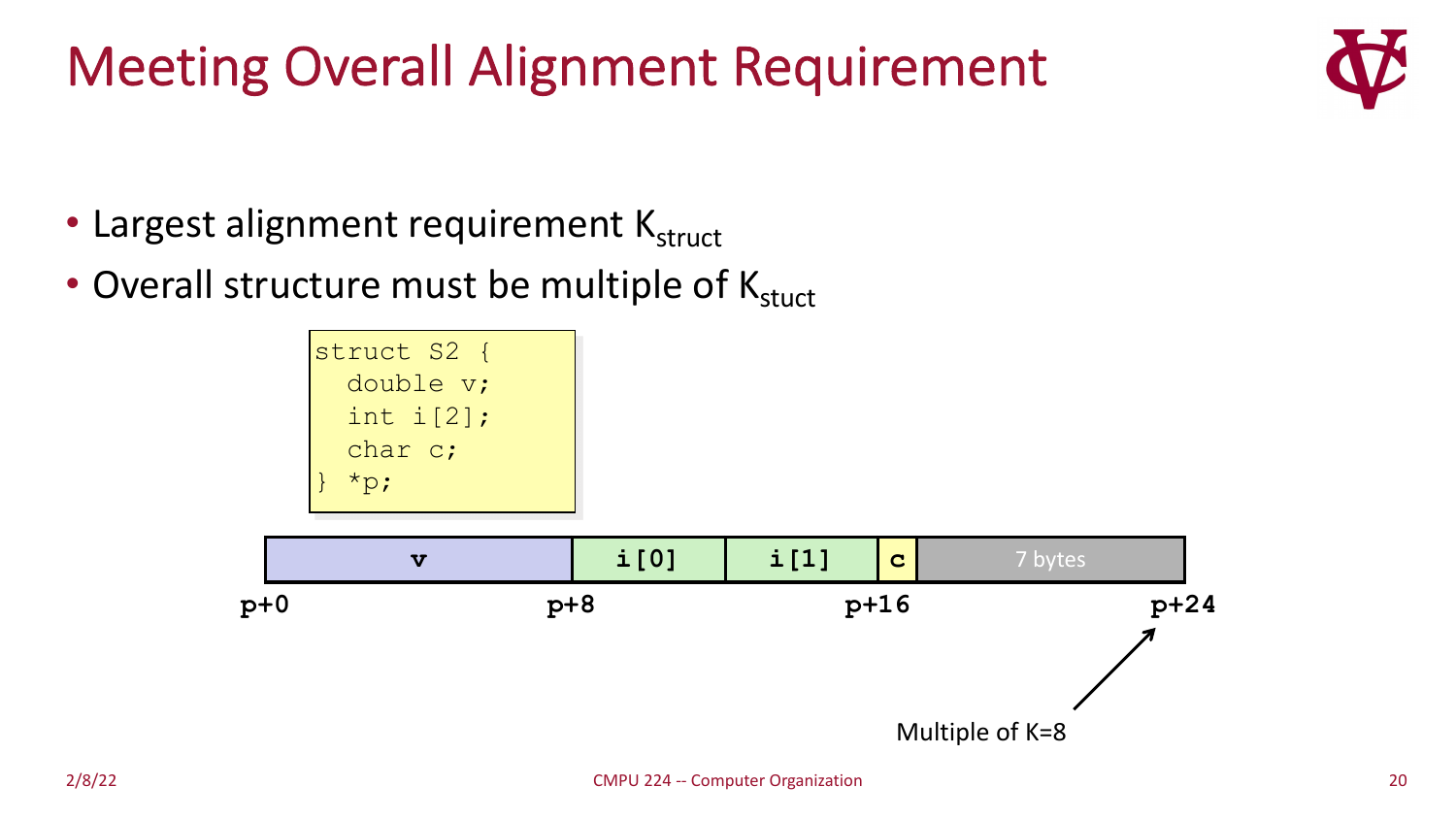# Meeting Overall Alignment Requirement

- Largest alignment requirement $K_{struct}$
- Overall structure must be multiple of $K_{stuct}$

```
struct S2 {
  double v;
  int i[2];
  char c;
} *p;
```

| v | i[0] | i[1] | c | 7 bytes |
|---|---|---|---|---|

p+0 | p+8 | p+16 | p+24

Multiple of K=8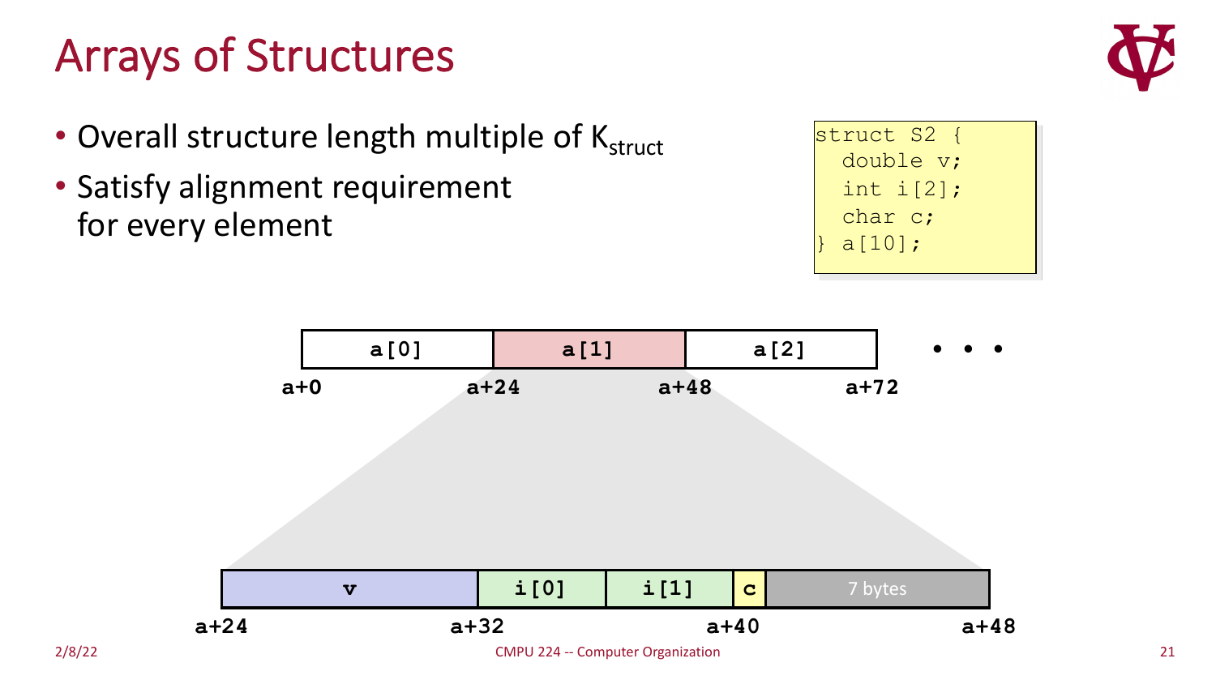# Arrays of Structures

- Overall structure length multiple of $K_{struct}$
- Satisfy alignment requirement for every element

```
struct S2 {
  double v;
  int i[2];
  char c;
} a[10];
```

| a[0] | a[1] | a[2] | • • • |
|---|---|---|---|
| a+0 | a+24 | a+48 | a+72 |

| v | i[0] | i[1] | c | 7 bytes |
|---|---|---|---|---|
| a+24 | a+32 | | a+40 | a+48 |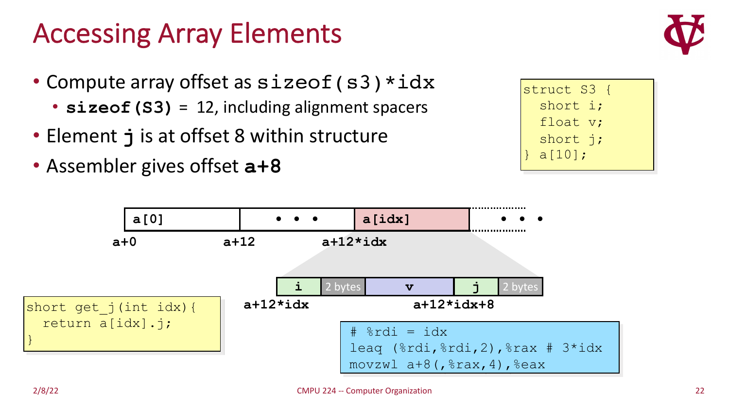# Accessing Array Elements

- Compute array offset as `sizeof(s3)*idx`
  - **`sizeof(S3)`** = 12, including alignment spacers
- Element **`j`** is at offset 8 within structure
- Assembler gives offset **`a+8`**

```
struct S3 {
  short i;
  float v;
  short j;
} a[10];
```

| a[0] | • • • | a[idx] | • • • |
|---|---|---|---|
| a+0 | a+12 | a+12*idx | |

| i | 2 bytes | v | j | 2 bytes |
|---|---|---|---|---|
| a+12*idx | | | a+12*idx+8 | |

```
short get_j(int idx){
  return a[idx].j;
}
```

```
# %rdi = idx
leaq (%rdi,%rdi,2),%rax # 3*idx
movzwl a+8(,%rax,4),%eax
```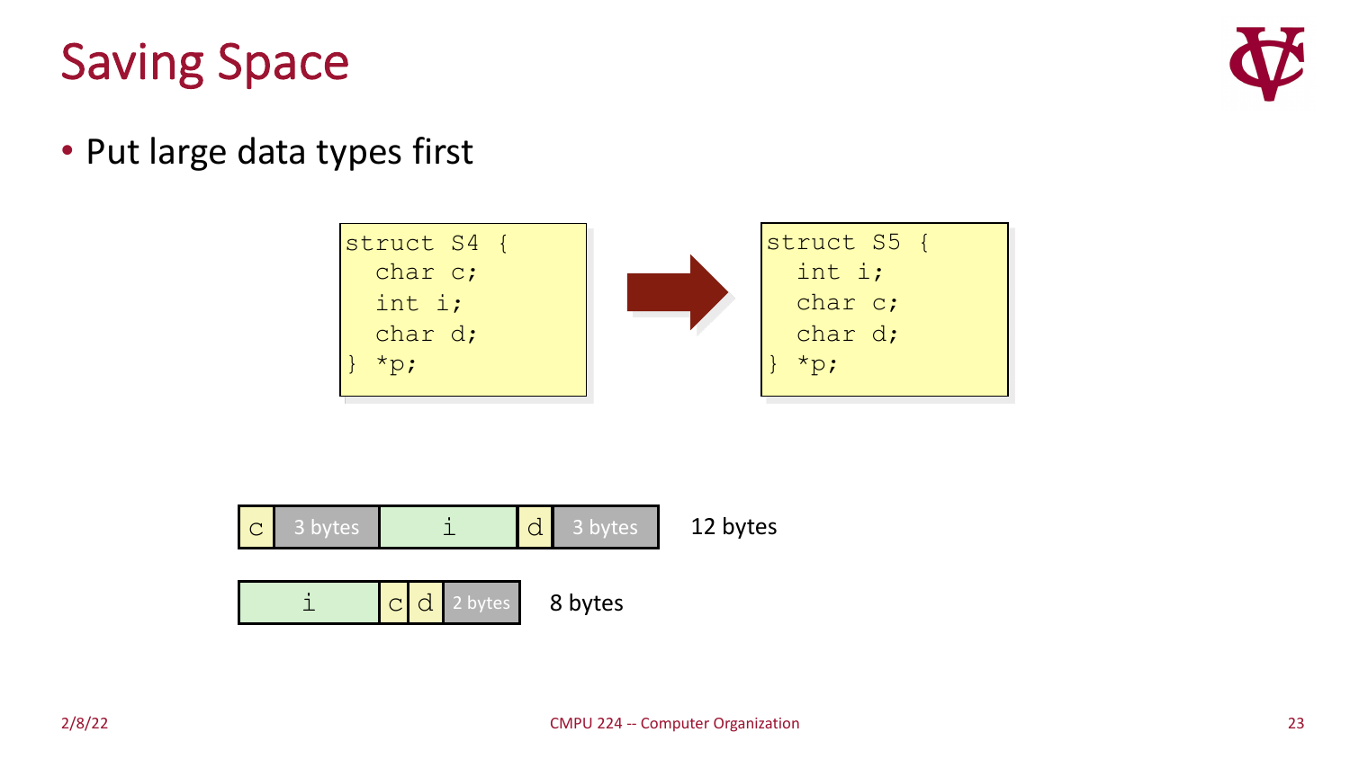# Saving Space

- Put large data types first

```
struct S4 {
  char c;
  int i;
  char d;
} *p;
```

→

```
struct S5 {
  int i;
  char c;
  char d;
} *p;
```

| c | 3 bytes | i | d | 3 bytes |
|---|---|---|---|---|

12 bytes

| i | c | d | 2 bytes |
|---|---|---|---|

8 bytes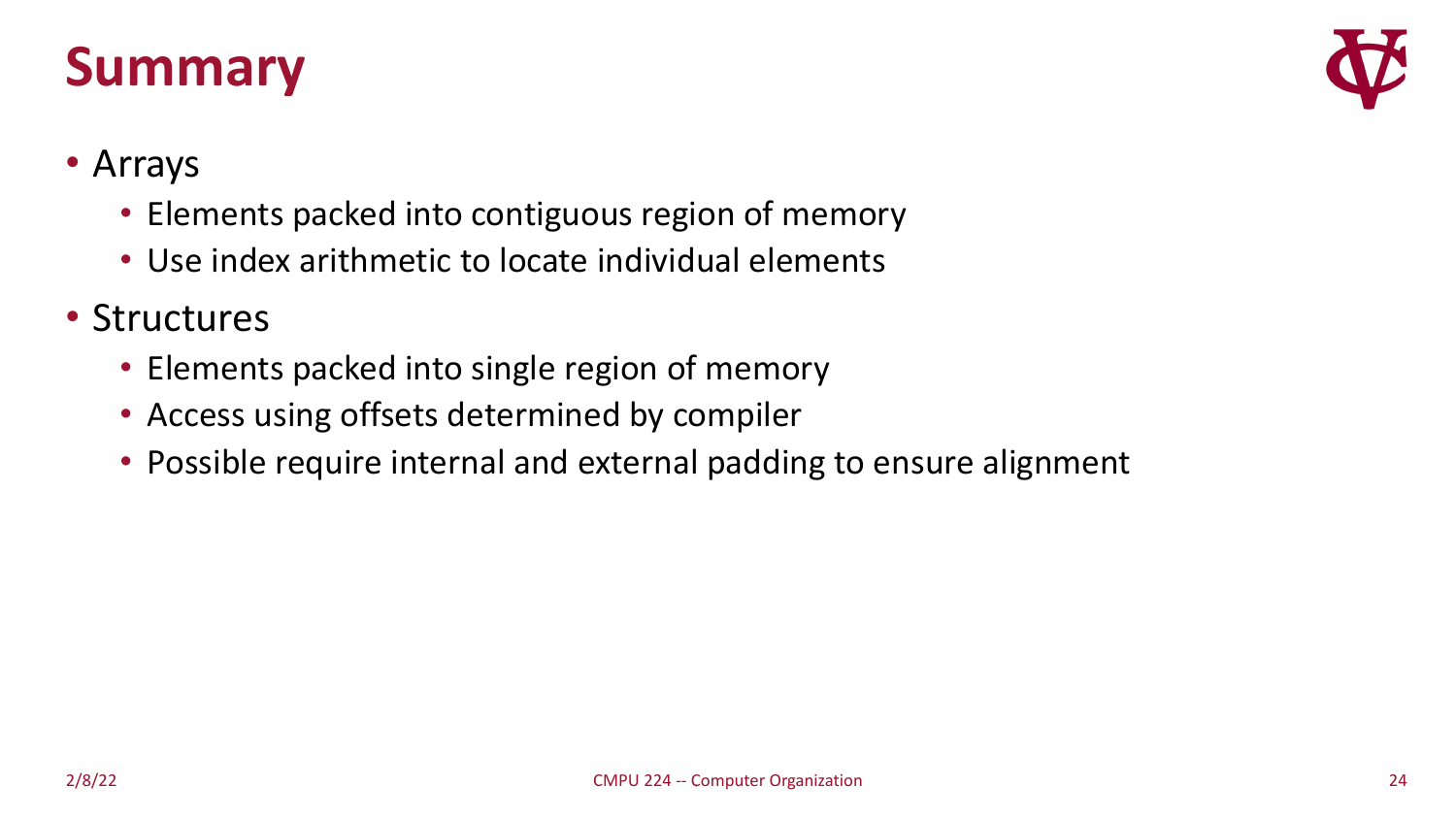# Summary

- Arrays
  - Elements packed into contiguous region of memory
  - Use index arithmetic to locate individual elements
- Structures
  - Elements packed into single region of memory
  - Access using offsets determined by compiler
  - Possible require internal and external padding to ensure alignment